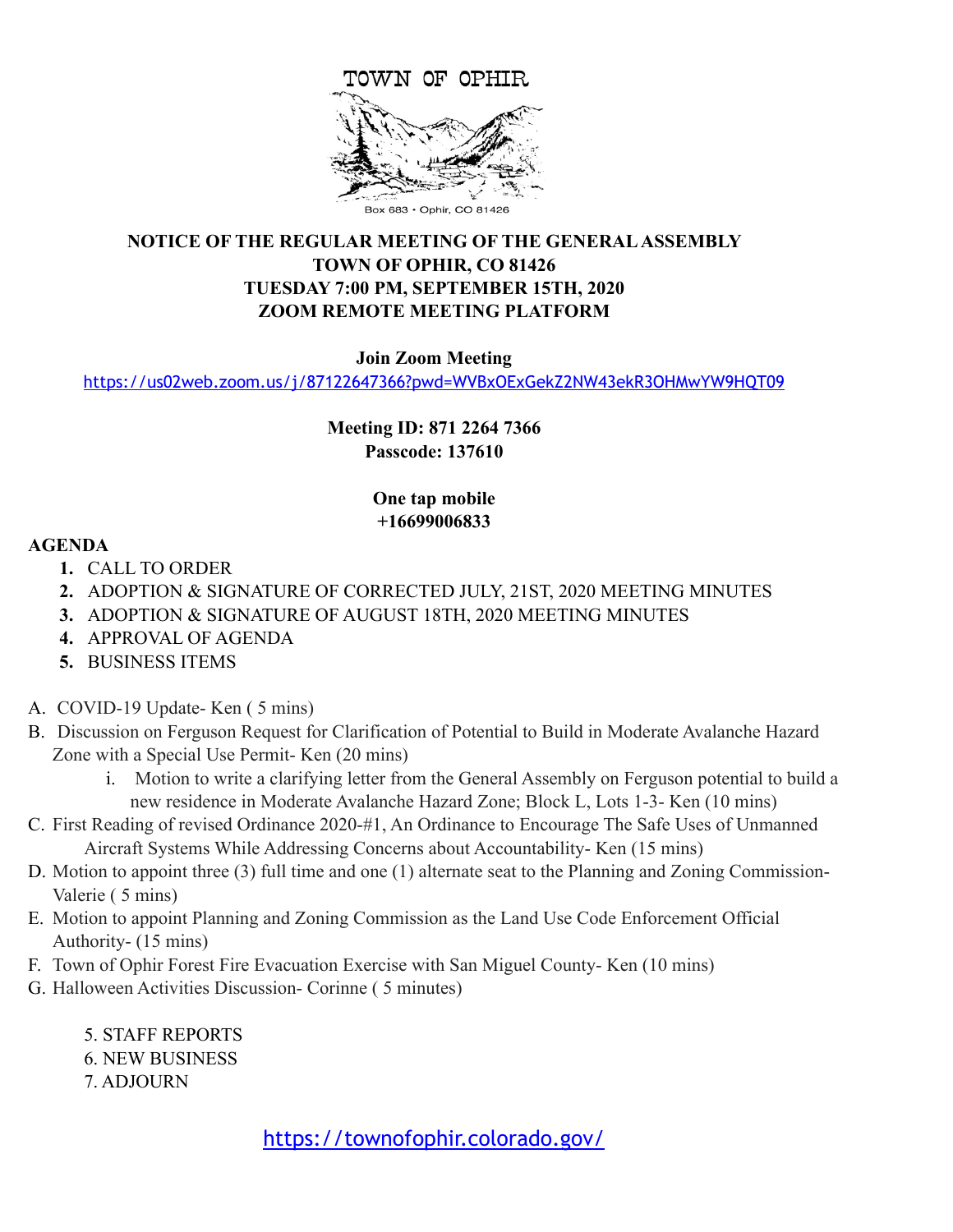# TOWN OF OPHIR

Box 683 • Ophir, CO 81426

**NOTICE OF THE REGULAR MEETING OF THE GENERAL ASSEMBLY**
**TOWN OF OPHIR, CO 81426**
**TUESDAY 7:00 PM, SEPTEMBER 15TH, 2020**
**ZOOM REMOTE MEETING PLATFORM**

**Join Zoom Meeting**

https://us02web.zoom.us/j/87122647366?pwd=WVBxOExGekZ2NW43ekR3OHMwYW9HQT09

**Meeting ID: 871 2264 7366**
**Passcode: 137610**

**One tap mobile**
**+16699006833**

**AGENDA**

1. CALL TO ORDER
2. ADOPTION & SIGNATURE OF CORRECTED JULY, 21ST, 2020 MEETING MINUTES
3. ADOPTION & SIGNATURE OF AUGUST 18TH, 2020 MEETING MINUTES
4. APPROVAL OF AGENDA
5. BUSINESS ITEMS

A. COVID-19 Update- Ken ( 5 mins)

B. Discussion on Ferguson Request for Clarification of Potential to Build in Moderate Avalanche Hazard Zone with a Special Use Permit- Ken (20 mins)
   i. Motion to write a clarifying letter from the General Assembly on Ferguson potential to build a new residence in Moderate Avalanche Hazard Zone; Block L, Lots 1-3- Ken (10 mins)

C. First Reading of revised Ordinance 2020-#1, An Ordinance to Encourage The Safe Uses of Unmanned Aircraft Systems While Addressing Concerns about Accountability- Ken (15 mins)

D. Motion to appoint three (3) full time and one (1) alternate seat to the Planning and Zoning Commission- Valerie ( 5 mins)

E. Motion to appoint Planning and Zoning Commission as the Land Use Code Enforcement Official Authority- (15 mins)

F. Town of Ophir Forest Fire Evacuation Exercise with San Miguel County- Ken (10 mins)

G. Halloween Activities Discussion- Corinne ( 5 minutes)

5. STAFF REPORTS
6. NEW BUSINESS
7. ADJOURN

https://townofophir.colorado.gov/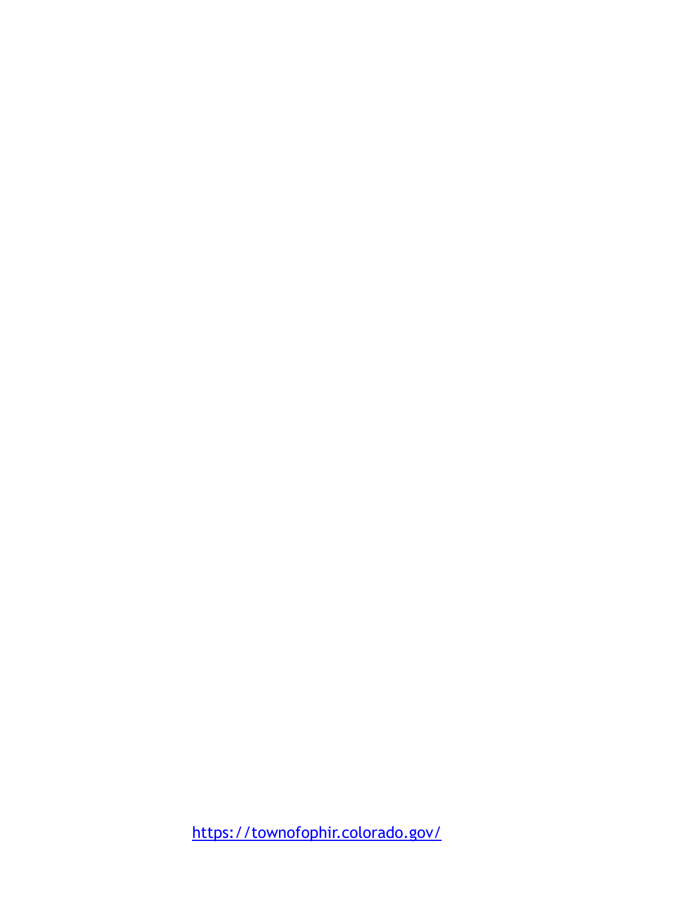https://townofophir.colorado.gov/